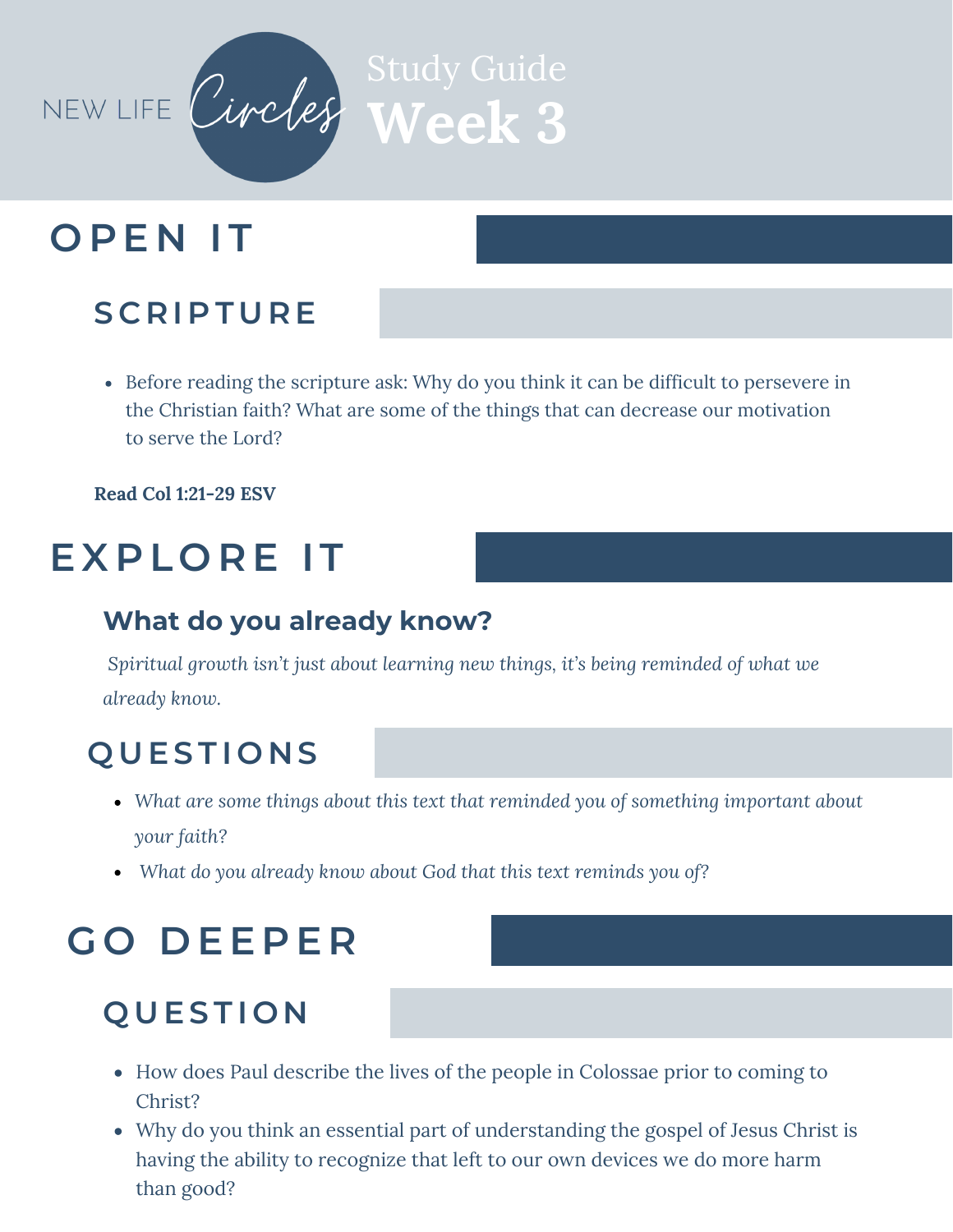NEW LIFE *Circles*

Study Guide

# Week 3

# OPEN IT

## SCRIPTURE

- Before reading the scripture ask: Why do you think it can be difficult to persevere in the Christian faith? What are some of the things that can decrease our motivation to serve the Lord?

**Read Col 1:21-29 ESV**

# EXPLORE IT

### What do you already know?

*Spiritual growth isn't just about learning new things, it's being reminded of what we already know.*

## QUESTIONS

- *What are some things about this text that reminded you of something important about your faith?*
- *What do you already know about God that this text reminds you of?*

# GO DEEPER

## QUESTION

- How does Paul describe the lives of the people in Colossae prior to coming to Christ?
- Why do you think an essential part of understanding the gospel of Jesus Christ is having the ability to recognize that left to our own devices we do more harm than good?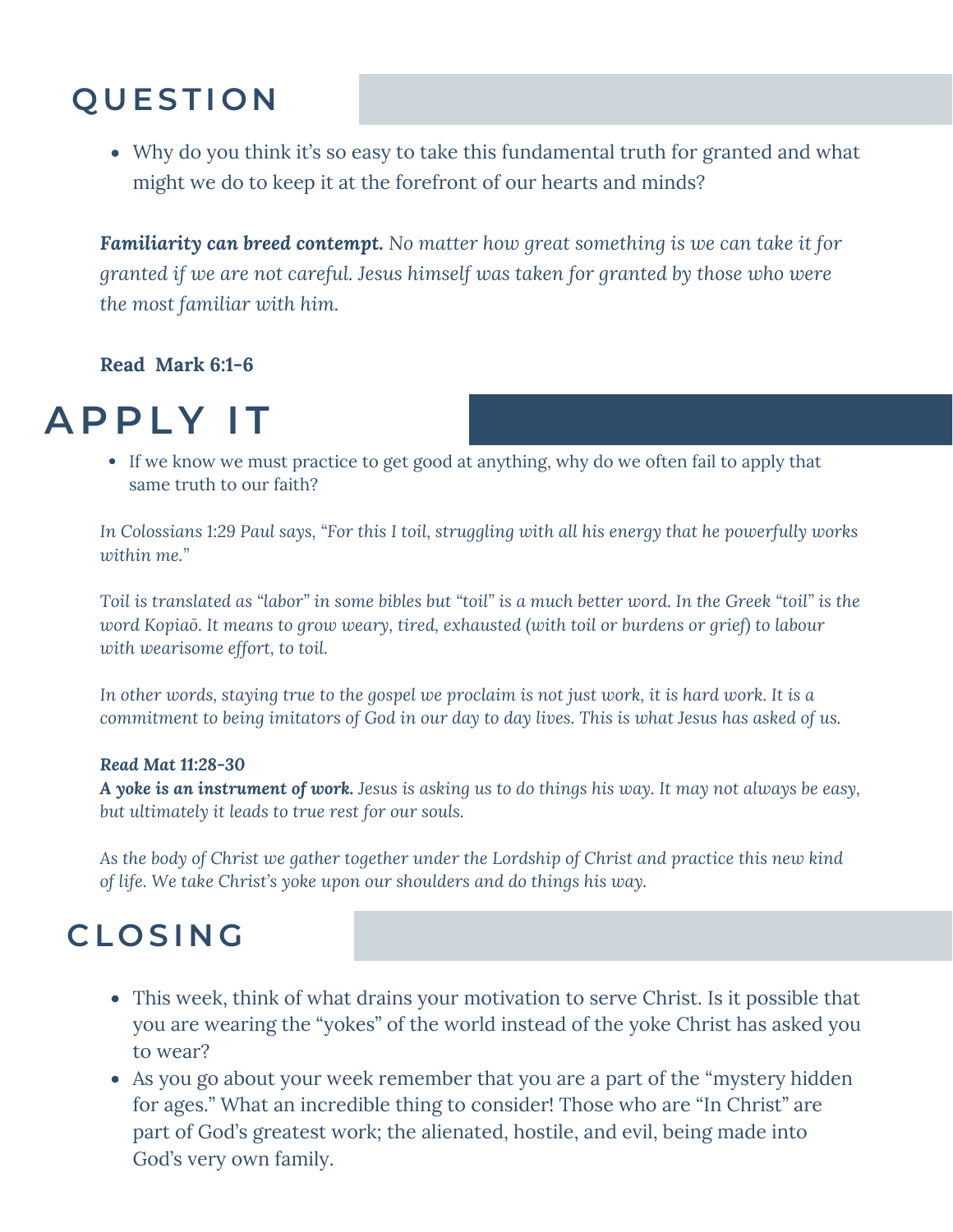## QUESTION

- Why do you think it's so easy to take this fundamental truth for granted and what might we do to keep it at the forefront of our hearts and minds?

***Familiarity can breed contempt.*** *No matter how great something is we can take it for granted if we are not careful. Jesus himself was taken for granted by those who were the most familiar with him.*

**Read Mark 6:1-6**

## APPLY IT

- If we know we must practice to get good at anything, why do we often fail to apply that same truth to our faith?

*In Colossians 1:29 Paul says, "For this I toil, struggling with all his energy that he powerfully works within me."*

*Toil is translated as "labor" in some bibles but "toil" is a much better word. In the Greek "toil" is the word Kopiaō. It means to grow weary, tired, exhausted (with toil or burdens or grief) to labour with wearisome effort, to toil.*

*In other words, staying true to the gospel we proclaim is not just work, it is hard work. It is a commitment to being imitators of God in our day to day lives. This is what Jesus has asked of us.*

***Read Mat 11:28-30***
***A yoke is an instrument of work.*** *Jesus is asking us to do things his way. It may not always be easy, but ultimately it leads to true rest for our souls.*

*As the body of Christ we gather together under the Lordship of Christ and practice this new kind of life. We take Christ's yoke upon our shoulders and do things his way.*

## CLOSING

- This week, think of what drains your motivation to serve Christ. Is it possible that you are wearing the "yokes" of the world instead of the yoke Christ has asked you to wear?
- As you go about your week remember that you are a part of the "mystery hidden for ages." What an incredible thing to consider! Those who are "In Christ" are part of God's greatest work; the alienated, hostile, and evil, being made into God's very own family.